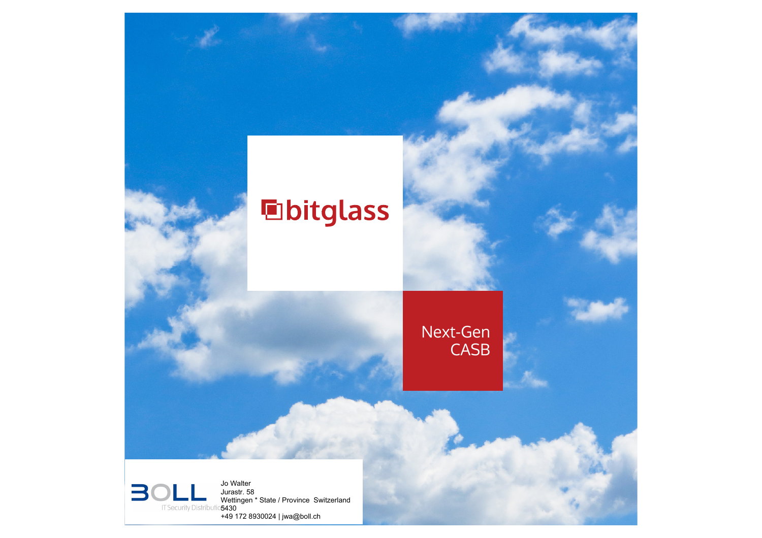# bitglass

## Next-Gen CASB

BOLL

IT Security Distribution

Jo Walter
Jurastr. 58
Wettingen * State / Province Switzerland
5430
+49 172 8930024 | jwa@boll.ch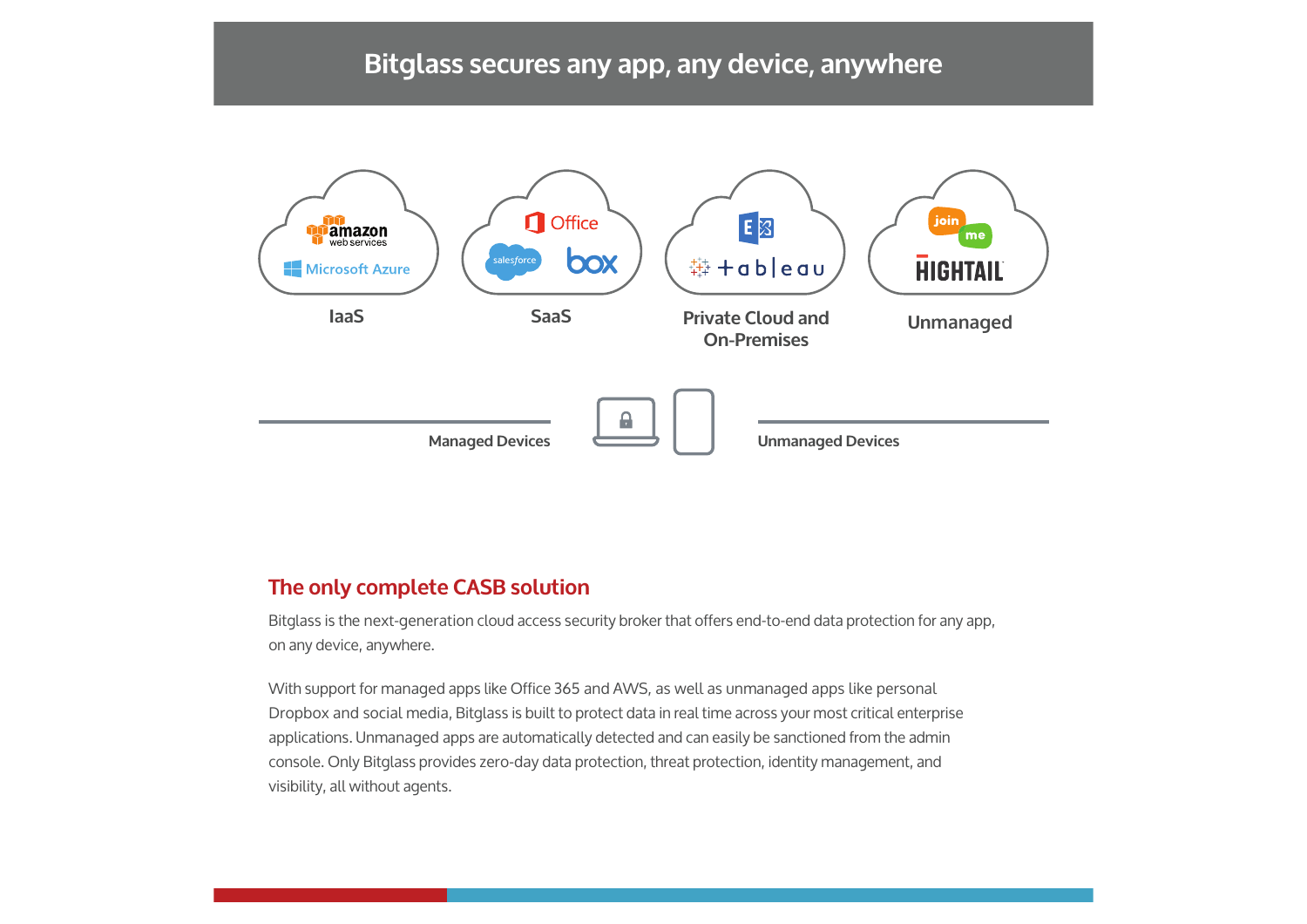## Bitglass secures any app, any device, anywhere

amazon web services
Microsoft Azure

**IaaS**

Office
salesforce
box

**SaaS**

tableau

**Private Cloud and On-Premises**

join me
HIGHTAIL

**Unmanaged**

**Managed Devices**

**Unmanaged Devices**

## The only complete CASB solution

Bitglass is the next-generation cloud access security broker that offers end-to-end data protection for any app, on any device, anywhere.

With support for managed apps like Office 365 and AWS, as well as unmanaged apps like personal Dropbox and social media, Bitglass is built to protect data in real time across your most critical enterprise applications. Unmanaged apps are automatically detected and can easily be sanctioned from the admin console. Only Bitglass provides zero-day data protection, threat protection, identity management, and visibility, all without agents.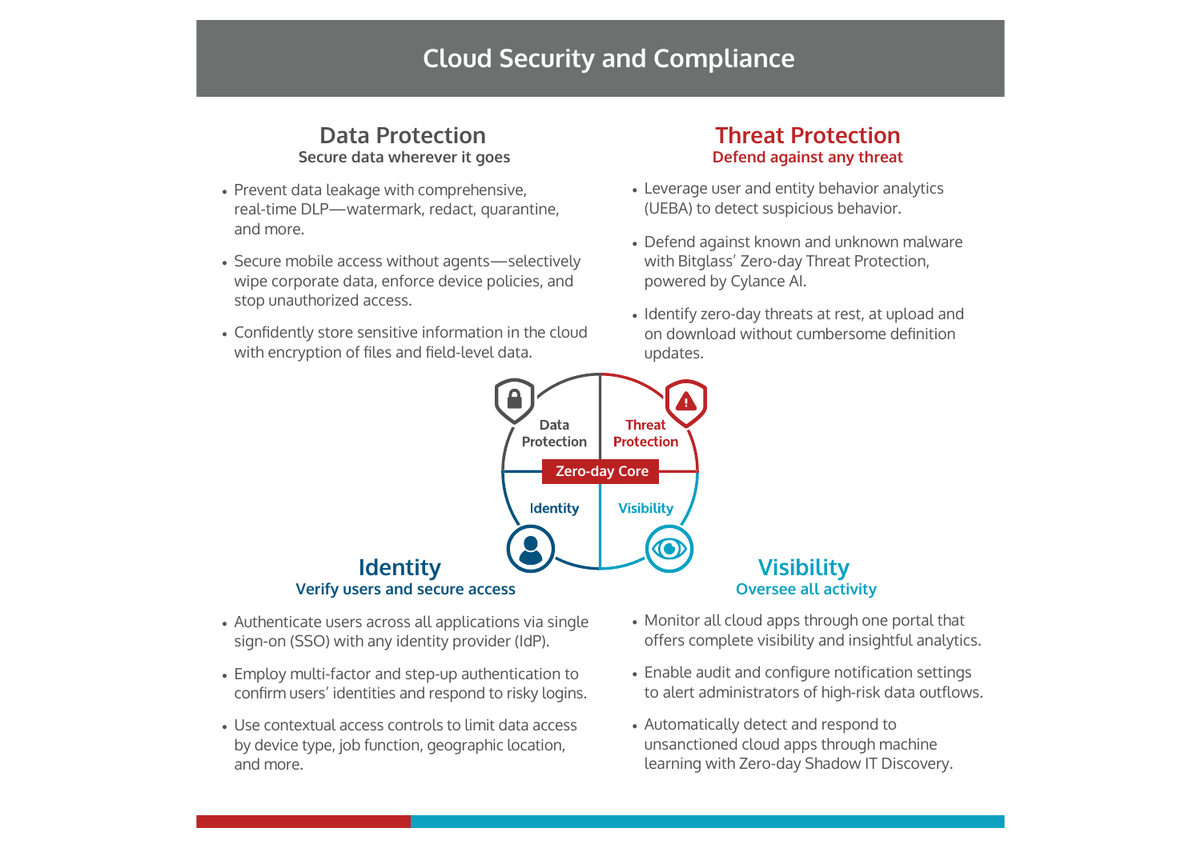# Cloud Security and Compliance

## Data Protection

**Secure data wherever it goes**

- Prevent data leakage with comprehensive, real-time DLP—watermark, redact, quarantine, and more.
- Secure mobile access without agents—selectively wipe corporate data, enforce device policies, and stop unauthorized access.
- Confidently store sensitive information in the cloud with encryption of files and field-level data.

## Threat Protection

**Defend against any threat**

- Leverage user and entity behavior analytics (UEBA) to detect suspicious behavior.
- Defend against known and unknown malware with Bitglass' Zero-day Threat Protection, powered by Cylance AI.
- Identify zero-day threats at rest, at upload and on download without cumbersome definition updates.

Data Protection | Threat Protection | Zero-day Core | Identity | Visibility

## Identity

**Verify users and secure access**

- Authenticate users across all applications via single sign-on (SSO) with any identity provider (IdP).
- Employ multi-factor and step-up authentication to confirm users' identities and respond to risky logins.
- Use contextual access controls to limit data access by device type, job function, geographic location, and more.

## Visibility

**Oversee all activity**

- Monitor all cloud apps through one portal that offers complete visibility and insightful analytics.
- Enable audit and configure notification settings to alert administrators of high-risk data outflows.
- Automatically detect and respond to unsanctioned cloud apps through machine learning with Zero-day Shadow IT Discovery.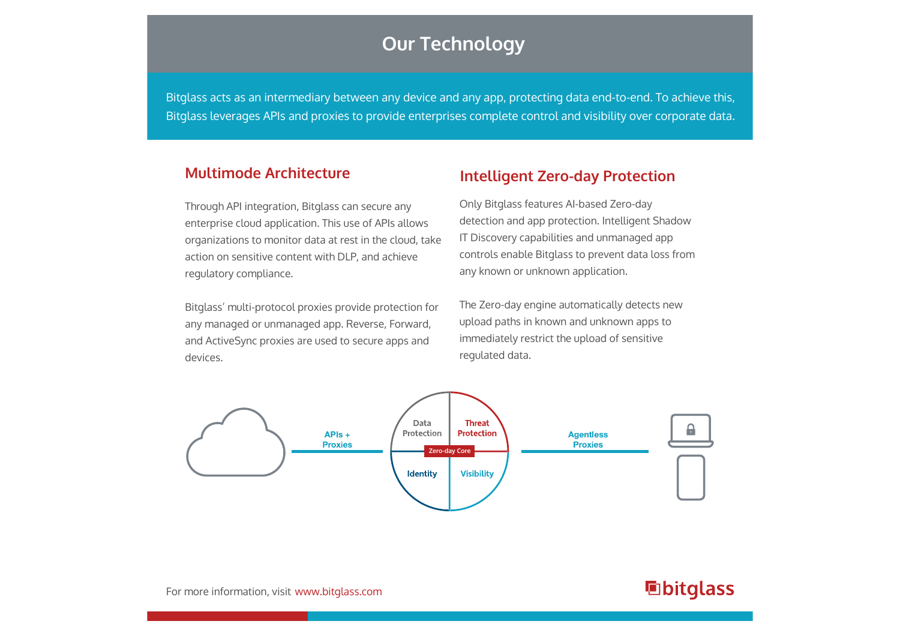# Our Technology

Bitglass acts as an intermediary between any device and any app, protecting data end-to-end. To achieve this, Bitglass leverages APIs and proxies to provide enterprises complete control and visibility over corporate data.

## Multimode Architecture

Through API integration, Bitglass can secure any enterprise cloud application. This use of APIs allows organizations to monitor data at rest in the cloud, take action on sensitive content with DLP, and achieve regulatory compliance.

Bitglass' multi-protocol proxies provide protection for any managed or unmanaged app. Reverse, Forward, and ActiveSync proxies are used to secure apps and devices.

## Intelligent Zero-day Protection

Only Bitglass features AI-based Zero-day detection and app protection. Intelligent Shadow IT Discovery capabilities and unmanaged app controls enable Bitglass to prevent data loss from any known or unknown application.

The Zero-day engine automatically detects new upload paths in known and unknown apps to immediately restrict the upload of sensitive regulated data.

APIs + Proxies

Data Protection

Threat Protection

Zero-day Core

Identity

Visibility

Agentless Proxies

For more information, visit www.bitglass.com

bitglass